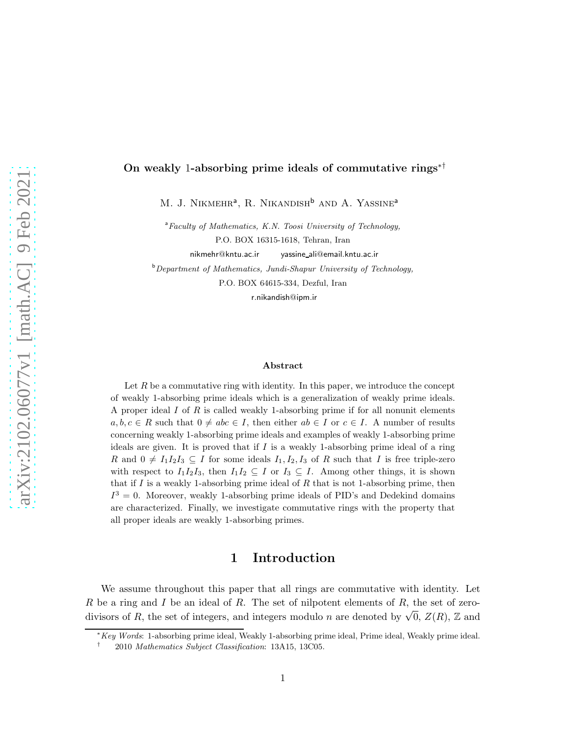# On weakly 1-absorbing prime ideals of commutative rings[*][†]

M. J. Nikmehr[a], R. Nikandish[b] and A. Yassine[a]

[a]*Faculty of Mathematics, K.N. Toosi University of Technology,*
P.O. BOX 16315-1618, Tehran, Iran
nikmehr@kntu.ac.ir    yassine_ali@email.kntu.ac.ir

[b]*Department of Mathematics, Jundi-Shapur University of Technology,*
P.O. BOX 64615-334, Dezful, Iran
r.nikandish@ipm.ir

**Abstract**

Let $R$ be a commutative ring with identity. In this paper, we introduce the concept of weakly 1-absorbing prime ideals which is a generalization of weakly prime ideals. A proper ideal $I$ of $R$ is called weakly 1-absorbing prime if for all nonunit elements $a, b, c \in R$ such that $0 \neq abc \in I$, then either $ab \in I$ or $c \in I$. A number of results concerning weakly 1-absorbing prime ideals and examples of weakly 1-absorbing prime ideals are given. It is proved that if $I$ is a weakly 1-absorbing prime ideal of a ring $R$ and $0 \neq I_1 I_2 I_3 \subseteq I$ for some ideals $I_1, I_2, I_3$ of $R$ such that $I$ is free triple-zero with respect to $I_1 I_2 I_3$, then $I_1 I_2 \subseteq I$ or $I_3 \subseteq I$. Among other things, it is shown that if $I$ is a weakly 1-absorbing prime ideal of $R$ that is not 1-absorbing prime, then $I^3 = 0$. Moreover, weakly 1-absorbing prime ideals of PID's and Dedekind domains are characterized. Finally, we investigate commutative rings with the property that all proper ideals are weakly 1-absorbing primes.

## 1 Introduction

We assume throughout this paper that all rings are commutative with identity. Let $R$ be a ring and $I$ be an ideal of $R$. The set of nilpotent elements of $R$, the set of zero-divisors of $R$, the set of integers, and integers modulo $n$ are denoted by $\sqrt{0}$, $Z(R)$, $\mathbb{Z}$ and

---

[*] *Key Words*: 1-absorbing prime ideal, Weakly 1-absorbing prime ideal, Prime ideal, Weakly prime ideal.

[†] 2010 *Mathematics Subject Classification*: 13A15, 13C05.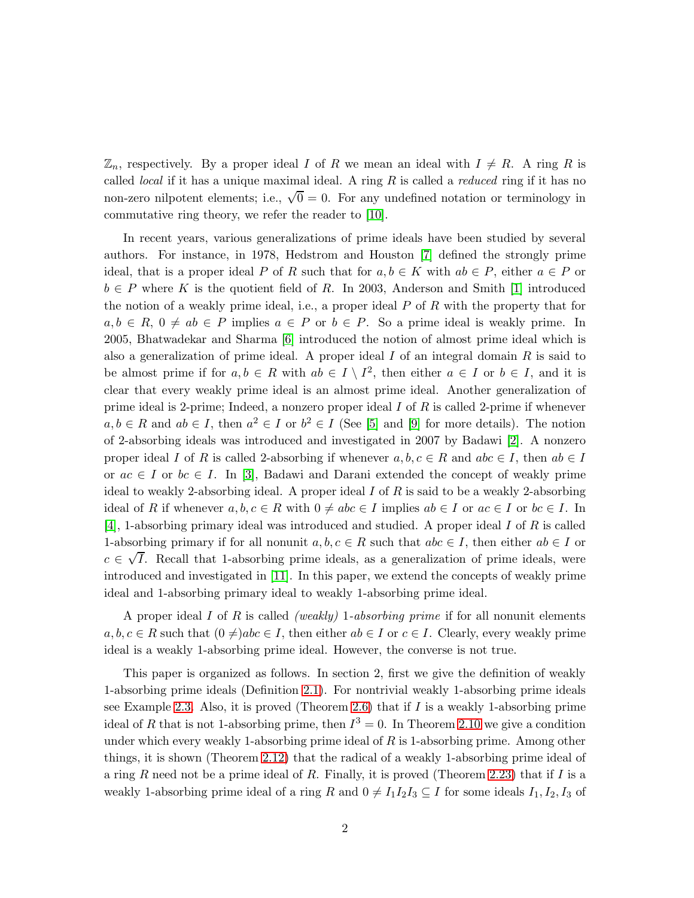$\mathbb{Z}_n$, respectively. By a proper ideal $I$ of $R$ we mean an ideal with $I \neq R$. A ring $R$ is called *local* if it has a unique maximal ideal. A ring $R$ is called a *reduced* ring if it has no non-zero nilpotent elements; i.e., $\sqrt{0} = 0$. For any undefined notation or terminology in commutative ring theory, we refer the reader to [10].

In recent years, various generalizations of prime ideals have been studied by several authors. For instance, in 1978, Hedstrom and Houston [7] defined the strongly prime ideal, that is a proper ideal $P$ of $R$ such that for $a, b \in K$ with $ab \in P$, either $a \in P$ or $b \in P$ where $K$ is the quotient field of $R$. In 2003, Anderson and Smith [1] introduced the notion of a weakly prime ideal, i.e., a proper ideal $P$ of $R$ with the property that for $a, b \in R$, $0 \neq ab \in P$ implies $a \in P$ or $b \in P$. So a prime ideal is weakly prime. In 2005, Bhatwadekar and Sharma [6] introduced the notion of almost prime ideal which is also a generalization of prime ideal. A proper ideal $I$ of an integral domain $R$ is said to be almost prime if for $a, b \in R$ with $ab \in I \setminus I^2$, then either $a \in I$ or $b \in I$, and it is clear that every weakly prime ideal is an almost prime ideal. Another generalization of prime ideal is 2-prime; Indeed, a nonzero proper ideal $I$ of $R$ is called 2-prime if whenever $a, b \in R$ and $ab \in I$, then $a^2 \in I$ or $b^2 \in I$ (See [5] and [9] for more details). The notion of 2-absorbing ideals was introduced and investigated in 2007 by Badawi [2]. A nonzero proper ideal $I$ of $R$ is called 2-absorbing if whenever $a, b, c \in R$ and $abc \in I$, then $ab \in I$ or $ac \in I$ or $bc \in I$. In [3], Badawi and Darani extended the concept of weakly prime ideal to weakly 2-absorbing ideal. A proper ideal $I$ of $R$ is said to be a weakly 2-absorbing ideal of $R$ if whenever $a, b, c \in R$ with $0 \neq abc \in I$ implies $ab \in I$ or $ac \in I$ or $bc \in I$. In [4], 1-absorbing primary ideal was introduced and studied. A proper ideal $I$ of $R$ is called 1-absorbing primary if for all nonunit $a, b, c \in R$ such that $abc \in I$, then either $ab \in I$ or $c \in \sqrt{I}$. Recall that 1-absorbing prime ideals, as a generalization of prime ideals, were introduced and investigated in [11]. In this paper, we extend the concepts of weakly prime ideal and 1-absorbing primary ideal to weakly 1-absorbing prime ideal.

A proper ideal $I$ of $R$ is called *(weakly) 1-absorbing prime* if for all nonunit elements $a, b, c \in R$ such that $(0 \neq)abc \in I$, then either $ab \in I$ or $c \in I$. Clearly, every weakly prime ideal is a weakly 1-absorbing prime ideal. However, the converse is not true.

This paper is organized as follows. In section 2, first we give the definition of weakly 1-absorbing prime ideals (Definition 2.1). For nontrivial weakly 1-absorbing prime ideals see Example 2.3. Also, it is proved (Theorem 2.6) that if $I$ is a weakly 1-absorbing prime ideal of $R$ that is not 1-absorbing prime, then $I^3 = 0$. In Theorem 2.10 we give a condition under which every weakly 1-absorbing prime ideal of $R$ is 1-absorbing prime. Among other things, it is shown (Theorem 2.12) that the radical of a weakly 1-absorbing prime ideal of a ring $R$ need not be a prime ideal of $R$. Finally, it is proved (Theorem 2.23) that if $I$ is a weakly 1-absorbing prime ideal of a ring $R$ and $0 \neq I_1I_2I_3 \subseteq I$ for some ideals $I_1, I_2, I_3$ of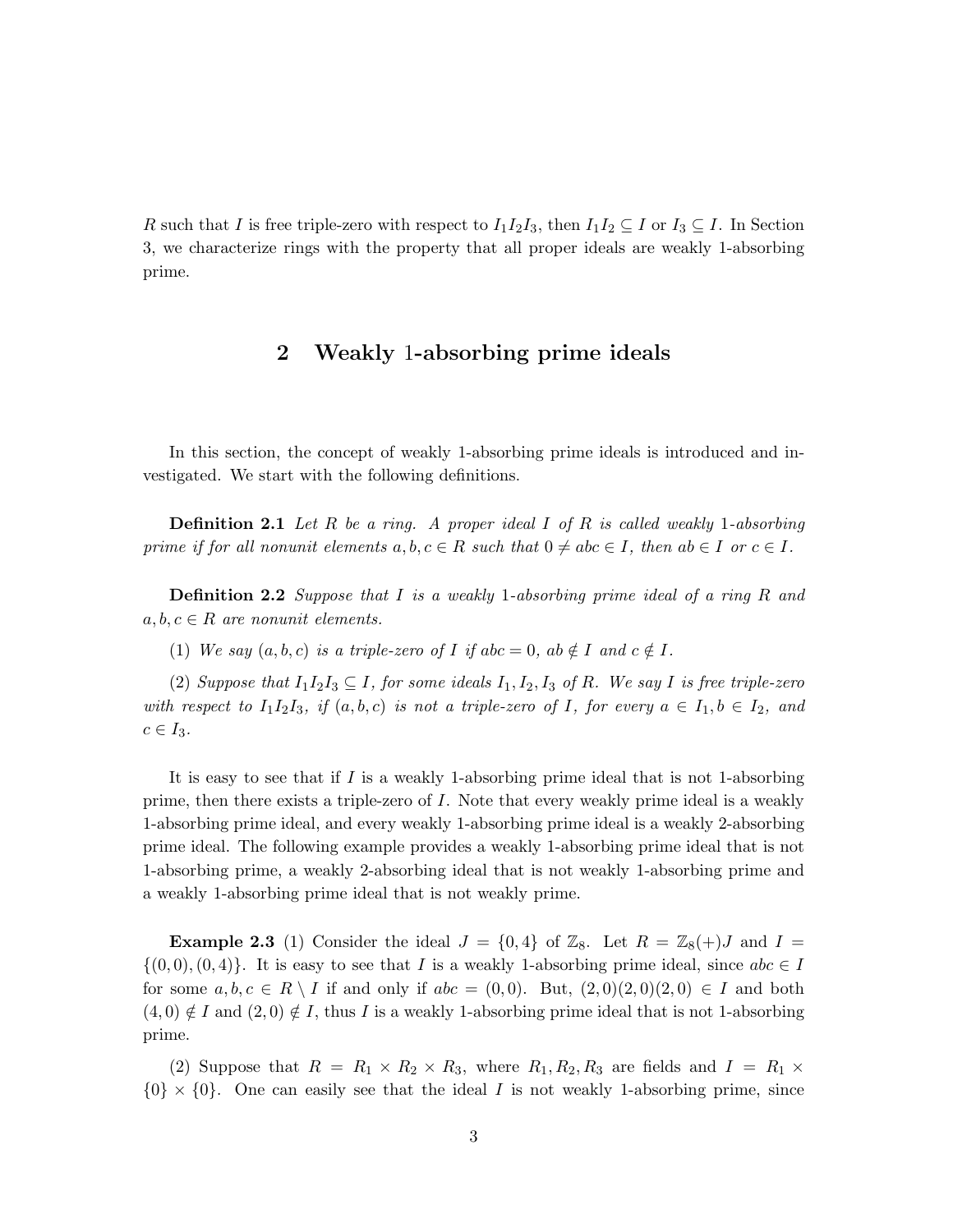$R$ such that $I$ is free triple-zero with respect to $I_1I_2I_3$, then $I_1I_2 \subseteq I$ or $I_3 \subseteq I$. In Section 3, we characterize rings with the property that all proper ideals are weakly 1-absorbing prime.

## 2 Weakly 1-absorbing prime ideals

In this section, the concept of weakly 1-absorbing prime ideals is introduced and investigated. We start with the following definitions.

**Definition 2.1** *Let $R$ be a ring. A proper ideal $I$ of $R$ is called weakly* 1*-absorbing prime if for all nonunit elements $a, b, c \in R$ such that $0 \neq abc \in I$, then $ab \in I$ or $c \in I$.*

**Definition 2.2** *Suppose that $I$ is a weakly* 1*-absorbing prime ideal of a ring $R$ and $a, b, c \in R$ are nonunit elements.*

*(1) We say $(a, b, c)$ is a triple-zero of $I$ if $abc = 0$, $ab \notin I$ and $c \notin I$.*

*(2) Suppose that $I_1I_2I_3 \subseteq I$, for some ideals $I_1, I_2, I_3$ of $R$. We say $I$ is free triple-zero with respect to $I_1I_2I_3$, if $(a, b, c)$ is not a triple-zero of $I$, for every $a \in I_1, b \in I_2$, and $c \in I_3$.*

It is easy to see that if $I$ is a weakly 1-absorbing prime ideal that is not 1-absorbing prime, then there exists a triple-zero of $I$. Note that every weakly prime ideal is a weakly 1-absorbing prime ideal, and every weakly 1-absorbing prime ideal is a weakly 2-absorbing prime ideal. The following example provides a weakly 1-absorbing prime ideal that is not 1-absorbing prime, a weakly 2-absorbing ideal that is not weakly 1-absorbing prime and a weakly 1-absorbing prime ideal that is not weakly prime.

**Example 2.3** (1) Consider the ideal $J = \{0, 4\}$ of $\mathbb{Z}_8$. Let $R = \mathbb{Z}_8(+)J$ and $I = \{(0, 0), (0, 4)\}$. It is easy to see that $I$ is a weakly 1-absorbing prime ideal, since $abc \in I$ for some $a, b, c \in R \setminus I$ if and only if $abc = (0, 0)$. But, $(2, 0)(2, 0)(2, 0) \in I$ and both $(4, 0) \notin I$ and $(2, 0) \notin I$, thus $I$ is a weakly 1-absorbing prime ideal that is not 1-absorbing prime.

(2) Suppose that $R = R_1 \times R_2 \times R_3$, where $R_1, R_2, R_3$ are fields and $I = R_1 \times \{0\} \times \{0\}$. One can easily see that the ideal $I$ is not weakly 1-absorbing prime, since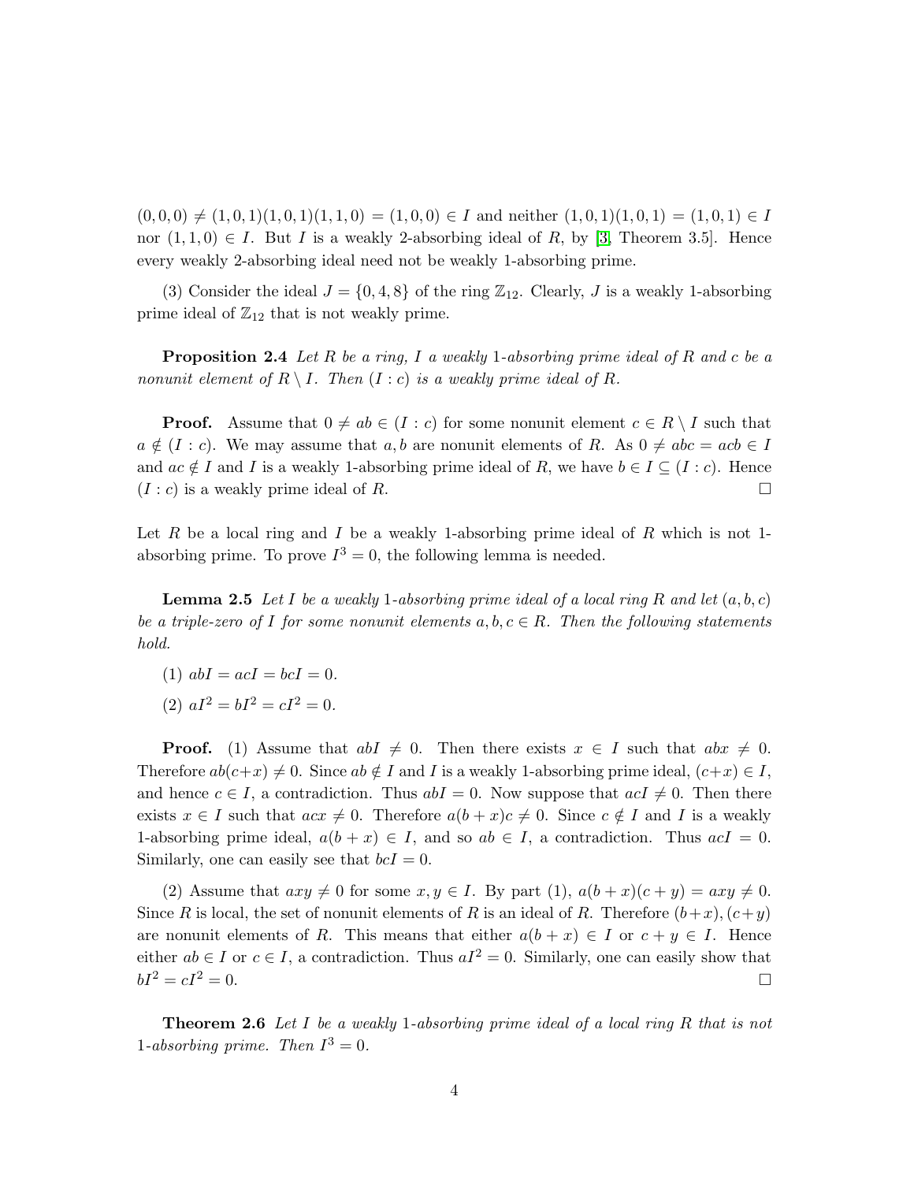$(0,0,0) \neq (1,0,1)(1,0,1)(1,1,0) = (1,0,0) \in I$ and neither $(1,0,1)(1,0,1) = (1,0,1) \in I$ nor $(1,1,0) \in I$. But $I$ is a weakly 2-absorbing ideal of $R$, by [3, Theorem 3.5]. Hence every weakly 2-absorbing ideal need not be weakly 1-absorbing prime.

(3) Consider the ideal $J = \{0, 4, 8\}$ of the ring $\mathbb{Z}_{12}$. Clearly, $J$ is a weakly 1-absorbing prime ideal of $\mathbb{Z}_{12}$ that is not weakly prime.

**Proposition 2.4** *Let $R$ be a ring, $I$ a weakly 1-absorbing prime ideal of $R$ and $c$ be a nonunit element of $R \setminus I$. Then $(I : c)$ is a weakly prime ideal of $R$.*

**Proof.** Assume that $0 \neq ab \in (I : c)$ for some nonunit element $c \in R \setminus I$ such that $a \notin (I : c)$. We may assume that $a, b$ are nonunit elements of $R$. As $0 \neq abc = acb \in I$ and $ac \notin I$ and $I$ is a weakly 1-absorbing prime ideal of $R$, we have $b \in I \subseteq (I : c)$. Hence $(I : c)$ is a weakly prime ideal of $R$. $\square$

Let $R$ be a local ring and $I$ be a weakly 1-absorbing prime ideal of $R$ which is not 1-absorbing prime. To prove $I^3 = 0$, the following lemma is needed.

**Lemma 2.5** *Let $I$ be a weakly 1-absorbing prime ideal of a local ring $R$ and let $(a, b, c)$ be a triple-zero of $I$ for some nonunit elements $a, b, c \in R$. Then the following statements hold.*

(1) $abI = acI = bcI = 0$.

(2) $aI^2 = bI^2 = cI^2 = 0$.

**Proof.** (1) Assume that $abI \neq 0$. Then there exists $x \in I$ such that $abx \neq 0$. Therefore $ab(c+x) \neq 0$. Since $ab \notin I$ and $I$ is a weakly 1-absorbing prime ideal, $(c+x) \in I$, and hence $c \in I$, a contradiction. Thus $abI = 0$. Now suppose that $acI \neq 0$. Then there exists $x \in I$ such that $acx \neq 0$. Therefore $a(b+x)c \neq 0$. Since $c \notin I$ and $I$ is a weakly 1-absorbing prime ideal, $a(b+x) \in I$, and so $ab \in I$, a contradiction. Thus $acI = 0$. Similarly, one can easily see that $bcI = 0$.

(2) Assume that $axy \neq 0$ for some $x, y \in I$. By part (1), $a(b+x)(c+y) = axy \neq 0$. Since $R$ is local, the set of nonunit elements of $R$ is an ideal of $R$. Therefore $(b+x), (c+y)$ are nonunit elements of $R$. This means that either $a(b+x) \in I$ or $c+y \in I$. Hence either $ab \in I$ or $c \in I$, a contradiction. Thus $aI^2 = 0$. Similarly, one can easily show that $bI^2 = cI^2 = 0$. $\square$

**Theorem 2.6** *Let $I$ be a weakly 1-absorbing prime ideal of a local ring $R$ that is not 1-absorbing prime. Then $I^3 = 0$.*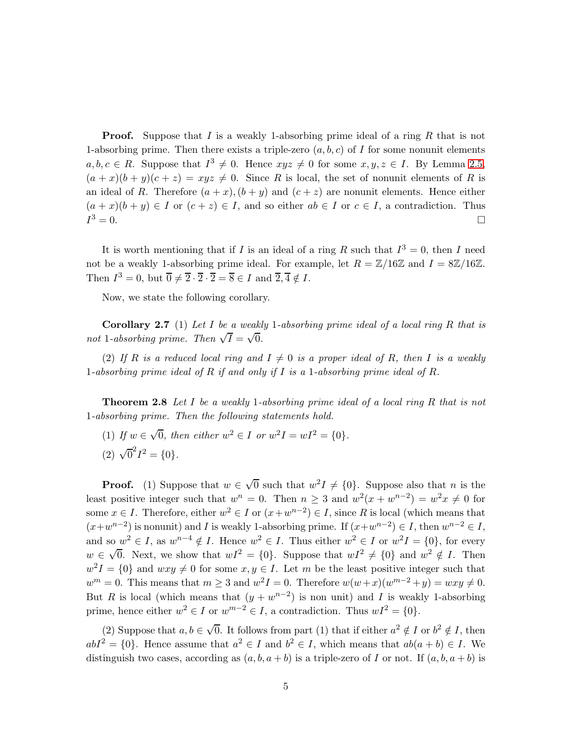**Proof.** Suppose that $I$ is a weakly 1-absorbing prime ideal of a ring $R$ that is not 1-absorbing prime. Then there exists a triple-zero $(a, b, c)$ of $I$ for some nonunit elements $a, b, c \in R$. Suppose that $I^3 \neq 0$. Hence $xyz \neq 0$ for some $x, y, z \in I$. By Lemma 2.5, $(a + x)(b + y)(c + z) = xyz \neq 0$. Since $R$ is local, the set of nonunit elements of $R$ is an ideal of $R$. Therefore $(a + x), (b + y)$ and $(c + z)$ are nonunit elements. Hence either $(a + x)(b + y) \in I$ or $(c + z) \in I$, and so either $ab \in I$ or $c \in I$, a contradiction. Thus $I^3 = 0$. □

It is worth mentioning that if $I$ is an ideal of a ring $R$ such that $I^3 = 0$, then $I$ need not be a weakly 1-absorbing prime ideal. For example, let $R = \mathbb{Z}/16\mathbb{Z}$ and $I = 8\mathbb{Z}/16\mathbb{Z}$. Then $I^3 = 0$, but $\overline{0} \neq \overline{2} \cdot \overline{2} \cdot \overline{2} = \overline{8} \in I$ and $\overline{2}, \overline{4} \notin I$.

Now, we state the following corollary.

**Corollary 2.7** (1) *Let $I$ be a weakly 1-absorbing prime ideal of a local ring $R$ that is not 1-absorbing prime. Then $\sqrt{I} = \sqrt{0}$.*

(2) *If $R$ is a reduced local ring and $I \neq 0$ is a proper ideal of $R$, then $I$ is a weakly 1-absorbing prime ideal of $R$ if and only if $I$ is a 1-absorbing prime ideal of $R$.*

**Theorem 2.8** *Let $I$ be a weakly 1-absorbing prime ideal of a local ring $R$ that is not 1-absorbing prime. Then the following statements hold.*

(1) *If $w \in \sqrt{0}$, then either $w^2 \in I$ or $w^2 I = wI^2 = \{0\}$.*

(2) $\sqrt{0}^2 I^2 = \{0\}$.

**Proof.** (1) Suppose that $w \in \sqrt{0}$ such that $w^2 I \neq \{0\}$. Suppose also that $n$ is the least positive integer such that $w^n = 0$. Then $n \geq 3$ and $w^2(x + w^{n-2}) = w^2 x \neq 0$ for some $x \in I$. Therefore, either $w^2 \in I$ or $(x + w^{n-2}) \in I$, since $R$ is local (which means that $(x + w^{n-2})$ is nonunit) and $I$ is weakly 1-absorbing prime. If $(x + w^{n-2}) \in I$, then $w^{n-2} \in I$, and so $w^2 \in I$, as $w^{n-4} \notin I$. Hence $w^2 \in I$. Thus either $w^2 \in I$ or $w^2 I = \{0\}$, for every $w \in \sqrt{0}$. Next, we show that $wI^2 = \{0\}$. Suppose that $wI^2 \neq \{0\}$ and $w^2 \notin I$. Then $w^2 I = \{0\}$ and $wxy \neq 0$ for some $x, y \in I$. Let $m$ be the least positive integer such that $w^m = 0$. This means that $m \geq 3$ and $w^2 I = 0$. Therefore $w(w + x)(w^{m-2} + y) = wxy \neq 0$. But $R$ is local (which means that $(y + w^{n-2})$ is non unit) and $I$ is weakly 1-absorbing prime, hence either $w^2 \in I$ or $w^{m-2} \in I$, a contradiction. Thus $wI^2 = \{0\}$.

(2) Suppose that $a, b \in \sqrt{0}$. It follows from part (1) that if either $a^2 \notin I$ or $b^2 \notin I$, then $abI^2 = \{0\}$. Hence assume that $a^2 \in I$ and $b^2 \in I$, which means that $ab(a + b) \in I$. We distinguish two cases, according as $(a, b, a + b)$ is a triple-zero of $I$ or not. If $(a, b, a + b)$ is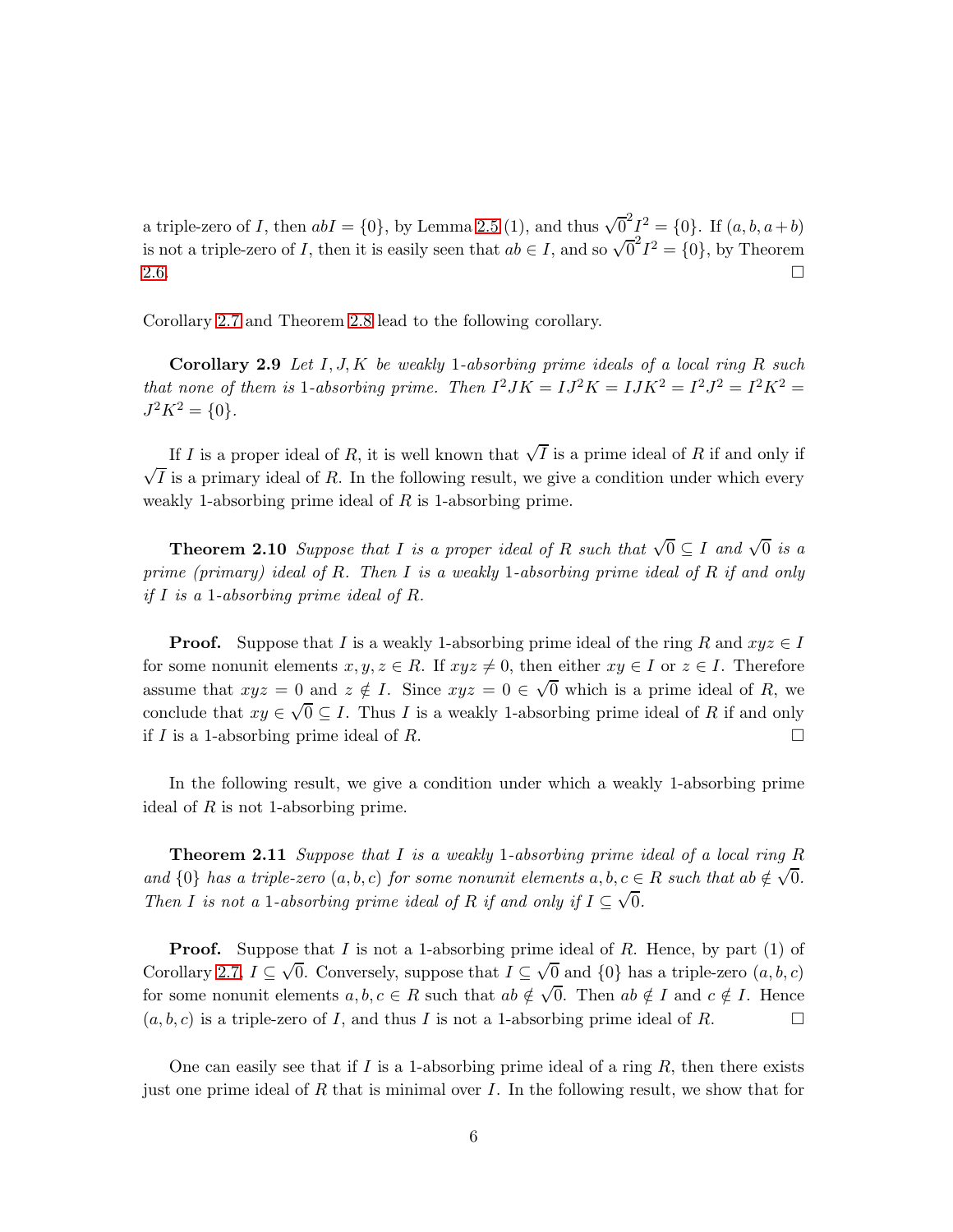a triple-zero of $I$, then $abI = \{0\}$, by Lemma 2.5 (1), and thus $\sqrt{0}^2 I^2 = \{0\}$. If $(a, b, a+b)$ is not a triple-zero of $I$, then it is easily seen that $ab \in I$, and so $\sqrt{0}^2 I^2 = \{0\}$, by Theorem 2.6. $\square$

Corollary 2.7 and Theorem 2.8 lead to the following corollary.

**Corollary 2.9** *Let $I, J, K$ be weakly 1-absorbing prime ideals of a local ring $R$ such that none of them is 1-absorbing prime. Then $I^2JK = IJ^2K = IJK^2 = I^2J^2 = I^2K^2 = J^2K^2 = \{0\}$.*

If $I$ is a proper ideal of $R$, it is well known that $\sqrt{I}$ is a prime ideal of $R$ if and only if $\sqrt{I}$ is a primary ideal of $R$. In the following result, we give a condition under which every weakly 1-absorbing prime ideal of $R$ is 1-absorbing prime.

**Theorem 2.10** *Suppose that $I$ is a proper ideal of $R$ such that $\sqrt{0} \subseteq I$ and $\sqrt{0}$ is a prime (primary) ideal of $R$. Then $I$ is a weakly 1-absorbing prime ideal of $R$ if and only if $I$ is a 1-absorbing prime ideal of $R$.*

**Proof.** Suppose that $I$ is a weakly 1-absorbing prime ideal of the ring $R$ and $xyz \in I$ for some nonunit elements $x, y, z \in R$. If $xyz \neq 0$, then either $xy \in I$ or $z \in I$. Therefore assume that $xyz = 0$ and $z \notin I$. Since $xyz = 0 \in \sqrt{0}$ which is a prime ideal of $R$, we conclude that $xy \in \sqrt{0} \subseteq I$. Thus $I$ is a weakly 1-absorbing prime ideal of $R$ if and only if $I$ is a 1-absorbing prime ideal of $R$. $\square$

In the following result, we give a condition under which a weakly 1-absorbing prime ideal of $R$ is not 1-absorbing prime.

**Theorem 2.11** *Suppose that $I$ is a weakly 1-absorbing prime ideal of a local ring $R$ and $\{0\}$ has a triple-zero $(a, b, c)$ for some nonunit elements $a, b, c \in R$ such that $ab \notin \sqrt{0}$. Then $I$ is not a 1-absorbing prime ideal of $R$ if and only if $I \subseteq \sqrt{0}$.*

**Proof.** Suppose that $I$ is not a 1-absorbing prime ideal of $R$. Hence, by part (1) of Corollary 2.7, $I \subseteq \sqrt{0}$. Conversely, suppose that $I \subseteq \sqrt{0}$ and $\{0\}$ has a triple-zero $(a, b, c)$ for some nonunit elements $a, b, c \in R$ such that $ab \notin \sqrt{0}$. Then $ab \notin I$ and $c \notin I$. Hence $(a, b, c)$ is a triple-zero of $I$, and thus $I$ is not a 1-absorbing prime ideal of $R$. $\square$

One can easily see that if $I$ is a 1-absorbing prime ideal of a ring $R$, then there exists just one prime ideal of $R$ that is minimal over $I$. In the following result, we show that for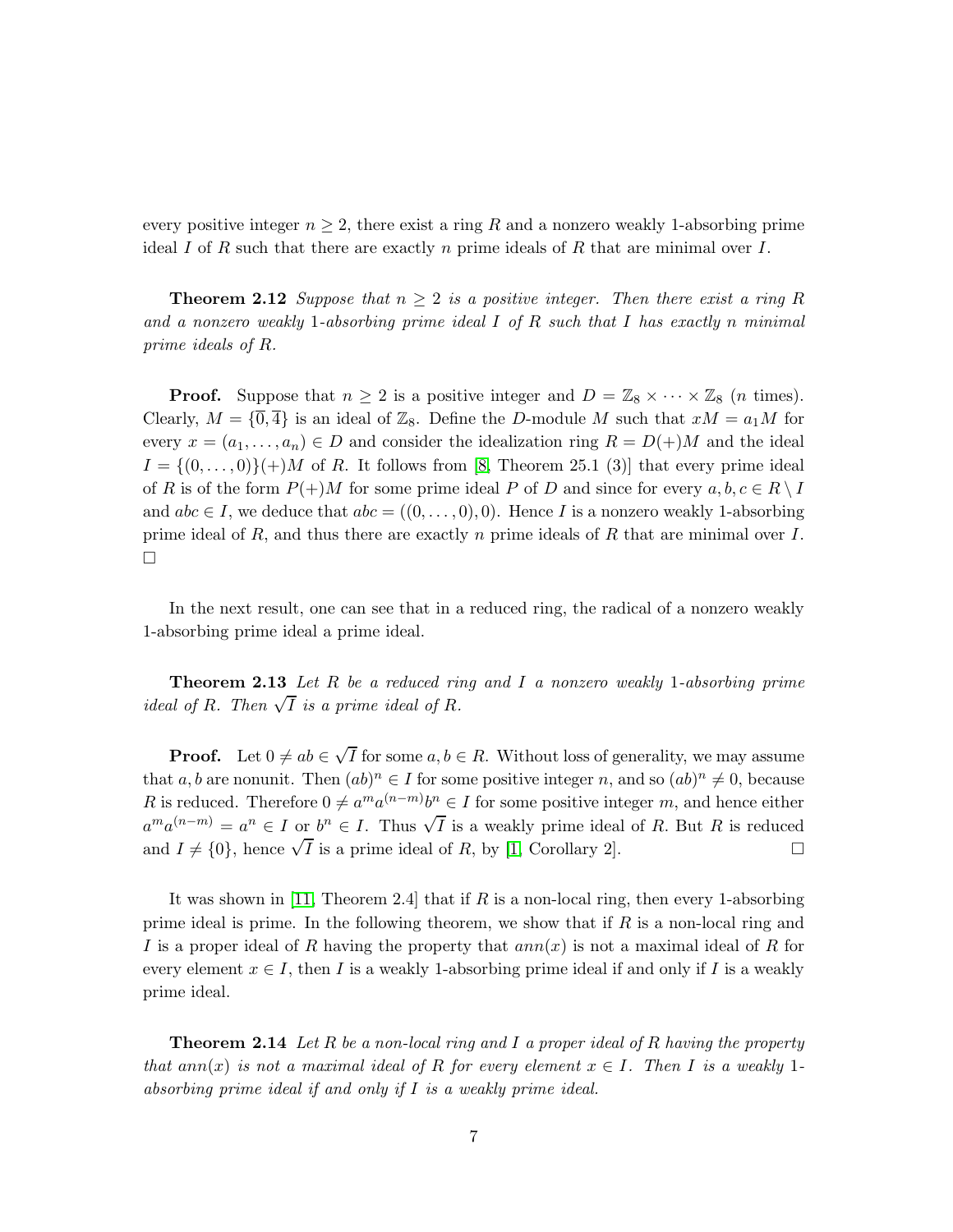every positive integer $n \geq 2$, there exist a ring $R$ and a nonzero weakly 1-absorbing prime ideal $I$ of $R$ such that there are exactly $n$ prime ideals of $R$ that are minimal over $I$.

**Theorem 2.12** *Suppose that $n \geq 2$ is a positive integer. Then there exist a ring $R$ and a nonzero weakly 1-absorbing prime ideal $I$ of $R$ such that $I$ has exactly $n$ minimal prime ideals of $R$.*

**Proof.** Suppose that $n \geq 2$ is a positive integer and $D = \mathbb{Z}_8 \times \cdots \times \mathbb{Z}_8$ ($n$ times). Clearly, $M = \{\overline{0}, \overline{4}\}$ is an ideal of $\mathbb{Z}_8$. Define the $D$-module $M$ such that $xM = a_1 M$ for every $x = (a_1, \ldots, a_n) \in D$ and consider the idealization ring $R = D(+)M$ and the ideal $I = \{(0, \ldots, 0)\}(+)M$ of $R$. It follows from [8, Theorem 25.1 (3)] that every prime ideal of $R$ is of the form $P(+)M$ for some prime ideal $P$ of $D$ and since for every $a, b, c \in R \setminus I$ and $abc \in I$, we deduce that $abc = ((0, \ldots, 0), 0)$. Hence $I$ is a nonzero weakly 1-absorbing prime ideal of $R$, and thus there are exactly $n$ prime ideals of $R$ that are minimal over $I$. $\square$

In the next result, one can see that in a reduced ring, the radical of a nonzero weakly 1-absorbing prime ideal a prime ideal.

**Theorem 2.13** *Let $R$ be a reduced ring and $I$ a nonzero weakly 1-absorbing prime ideal of $R$. Then $\sqrt{I}$ is a prime ideal of $R$.*

**Proof.** Let $0 \neq ab \in \sqrt{I}$ for some $a, b \in R$. Without loss of generality, we may assume that $a, b$ are nonunit. Then $(ab)^n \in I$ for some positive integer $n$, and so $(ab)^n \neq 0$, because $R$ is reduced. Therefore $0 \neq a^m a^{(n-m)} b^n \in I$ for some positive integer $m$, and hence either $a^m a^{(n-m)} = a^n \in I$ or $b^n \in I$. Thus $\sqrt{I}$ is a weakly prime ideal of $R$. But $R$ is reduced and $I \neq \{0\}$, hence $\sqrt{I}$ is a prime ideal of $R$, by [1, Corollary 2]. $\square$

It was shown in [11, Theorem 2.4] that if $R$ is a non-local ring, then every 1-absorbing prime ideal is prime. In the following theorem, we show that if $R$ is a non-local ring and $I$ is a proper ideal of $R$ having the property that $ann(x)$ is not a maximal ideal of $R$ for every element $x \in I$, then $I$ is a weakly 1-absorbing prime ideal if and only if $I$ is a weakly prime ideal.

**Theorem 2.14** *Let $R$ be a non-local ring and $I$ a proper ideal of $R$ having the property that $ann(x)$ is not a maximal ideal of $R$ for every element $x \in I$. Then $I$ is a weakly 1-absorbing prime ideal if and only if $I$ is a weakly prime ideal.*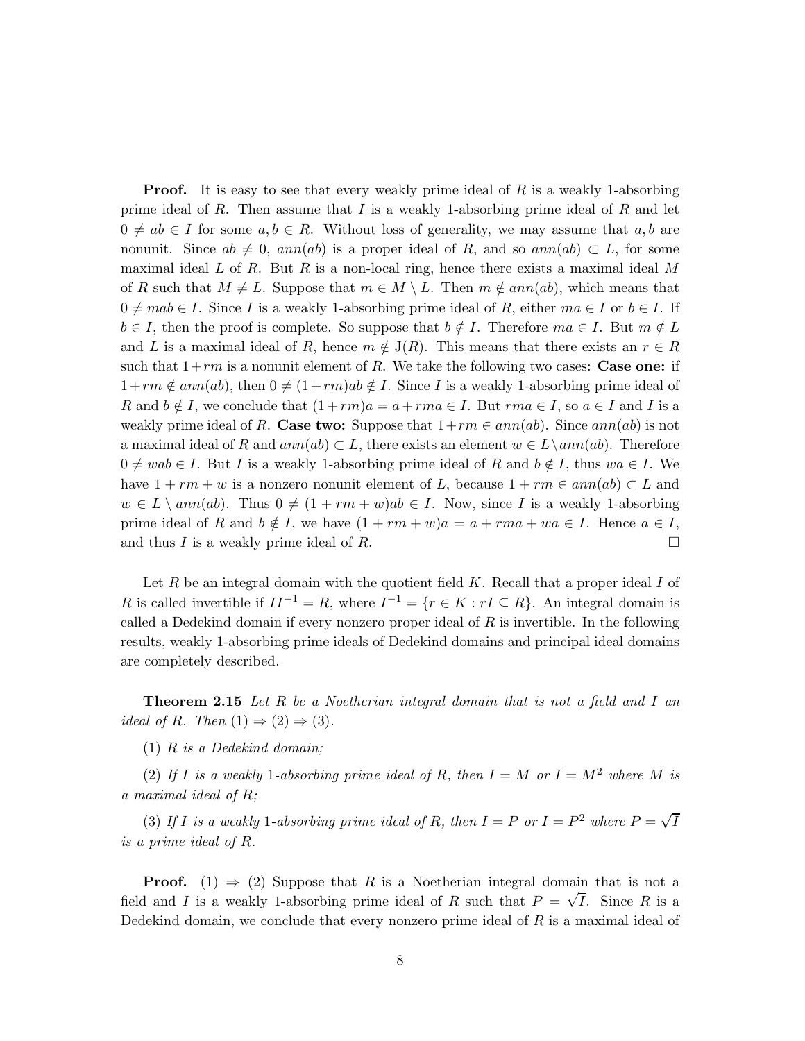**Proof.** It is easy to see that every weakly prime ideal of $R$ is a weakly 1-absorbing prime ideal of $R$. Then assume that $I$ is a weakly 1-absorbing prime ideal of $R$ and let $0 \neq ab \in I$ for some $a, b \in R$. Without loss of generality, we may assume that $a, b$ are nonunit. Since $ab \neq 0$, $ann(ab)$ is a proper ideal of $R$, and so $ann(ab) \subset L$, for some maximal ideal $L$ of $R$. But $R$ is a non-local ring, hence there exists a maximal ideal $M$ of $R$ such that $M \neq L$. Suppose that $m \in M \setminus L$. Then $m \notin ann(ab)$, which means that $0 \neq mab \in I$. Since $I$ is a weakly 1-absorbing prime ideal of $R$, either $ma \in I$ or $b \in I$. If $b \in I$, then the proof is complete. So suppose that $b \notin I$. Therefore $ma \in I$. But $m \notin L$ and $L$ is a maximal ideal of $R$, hence $m \notin \mathrm{J}(R)$. This means that there exists an $r \in R$ such that $1+rm$ is a nonunit element of $R$. We take the following two cases: **Case one:** if $1+rm \notin ann(ab)$, then $0 \neq (1+rm)ab \notin I$. Since $I$ is a weakly 1-absorbing prime ideal of $R$ and $b \notin I$, we conclude that $(1+rm)a = a+rma \in I$. But $rma \in I$, so $a \in I$ and $I$ is a weakly prime ideal of $R$. **Case two:** Suppose that $1+rm \in ann(ab)$. Since $ann(ab)$ is not a maximal ideal of $R$ and $ann(ab) \subset L$, there exists an element $w \in L \setminus ann(ab)$. Therefore $0 \neq wab \in I$. But $I$ is a weakly 1-absorbing prime ideal of $R$ and $b \notin I$, thus $wa \in I$. We have $1 + rm + w$ is a nonzero nonunit element of $L$, because $1 + rm \in ann(ab) \subset L$ and $w \in L \setminus ann(ab)$. Thus $0 \neq (1 + rm + w)ab \in I$. Now, since $I$ is a weakly 1-absorbing prime ideal of $R$ and $b \notin I$, we have $(1 + rm + w)a = a + rma + wa \in I$. Hence $a \in I$, and thus $I$ is a weakly prime ideal of $R$. □

Let $R$ be an integral domain with the quotient field $K$. Recall that a proper ideal $I$ of $R$ is called invertible if $II^{-1} = R$, where $I^{-1} = \{r \in K : rI \subseteq R\}$. An integral domain is called a Dedekind domain if every nonzero proper ideal of $R$ is invertible. In the following results, weakly 1-absorbing prime ideals of Dedekind domains and principal ideal domains are completely described.

**Theorem 2.15** *Let $R$ be a Noetherian integral domain that is not a field and $I$ an ideal of $R$. Then (1) $\Rightarrow$ (2) $\Rightarrow$ (3).*

*(1) $R$ is a Dedekind domain;*

*(2) If $I$ is a weakly 1-absorbing prime ideal of $R$, then $I = M$ or $I = M^2$ where $M$ is a maximal ideal of $R$;*

*(3) If $I$ is a weakly 1-absorbing prime ideal of $R$, then $I = P$ or $I = P^2$ where $P = \sqrt{I}$ is a prime ideal of $R$.*

**Proof.** (1) $\Rightarrow$ (2) Suppose that $R$ is a Noetherian integral domain that is not a field and $I$ is a weakly 1-absorbing prime ideal of $R$ such that $P = \sqrt{I}$. Since $R$ is a Dedekind domain, we conclude that every nonzero prime ideal of $R$ is a maximal ideal of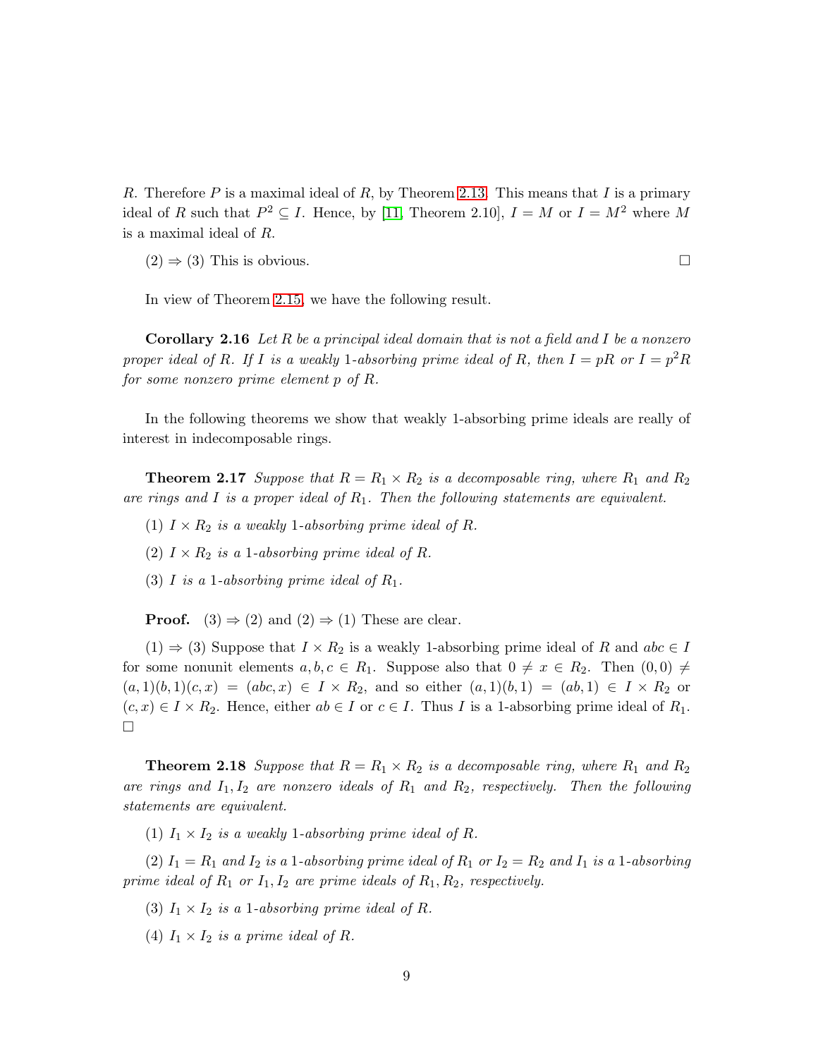$R$. Therefore $P$ is a maximal ideal of $R$, by Theorem 2.13. This means that $I$ is a primary ideal of $R$ such that $P^2 \subseteq I$. Hence, by [11, Theorem 2.10], $I = M$ or $I = M^2$ where $M$ is a maximal ideal of $R$.

(2) $\Rightarrow$ (3) This is obvious. □

In view of Theorem 2.15, we have the following result.

**Corollary 2.16** *Let $R$ be a principal ideal domain that is not a field and $I$ be a nonzero proper ideal of $R$. If $I$ is a weakly 1-absorbing prime ideal of $R$, then $I = pR$ or $I = p^2R$ for some nonzero prime element $p$ of $R$.*

In the following theorems we show that weakly 1-absorbing prime ideals are really of interest in indecomposable rings.

**Theorem 2.17** *Suppose that $R = R_1 \times R_2$ is a decomposable ring, where $R_1$ and $R_2$ are rings and $I$ is a proper ideal of $R_1$. Then the following statements are equivalent.*

(1) *$I \times R_2$ is a weakly 1-absorbing prime ideal of $R$.*

(2) *$I \times R_2$ is a 1-absorbing prime ideal of $R$.*

(3) *$I$ is a 1-absorbing prime ideal of $R_1$.*

**Proof.** (3) $\Rightarrow$ (2) and (2) $\Rightarrow$ (1) These are clear.

(1) $\Rightarrow$ (3) Suppose that $I \times R_2$ is a weakly 1-absorbing prime ideal of $R$ and $abc \in I$ for some nonunit elements $a, b, c \in R_1$. Suppose also that $0 \neq x \in R_2$. Then $(0, 0) \neq (a, 1)(b, 1)(c, x) = (abc, x) \in I \times R_2$, and so either $(a, 1)(b, 1) = (ab, 1) \in I \times R_2$ or $(c, x) \in I \times R_2$. Hence, either $ab \in I$ or $c \in I$. Thus $I$ is a 1-absorbing prime ideal of $R_1$. □

**Theorem 2.18** *Suppose that $R = R_1 \times R_2$ is a decomposable ring, where $R_1$ and $R_2$ are rings and $I_1, I_2$ are nonzero ideals of $R_1$ and $R_2$, respectively. Then the following statements are equivalent.*

(1) *$I_1 \times I_2$ is a weakly 1-absorbing prime ideal of $R$.*

(2) *$I_1 = R_1$ and $I_2$ is a 1-absorbing prime ideal of $R_1$ or $I_2 = R_2$ and $I_1$ is a 1-absorbing prime ideal of $R_1$ or $I_1, I_2$ are prime ideals of $R_1, R_2$, respectively.*

(3) *$I_1 \times I_2$ is a 1-absorbing prime ideal of $R$.*

(4) *$I_1 \times I_2$ is a prime ideal of $R$.*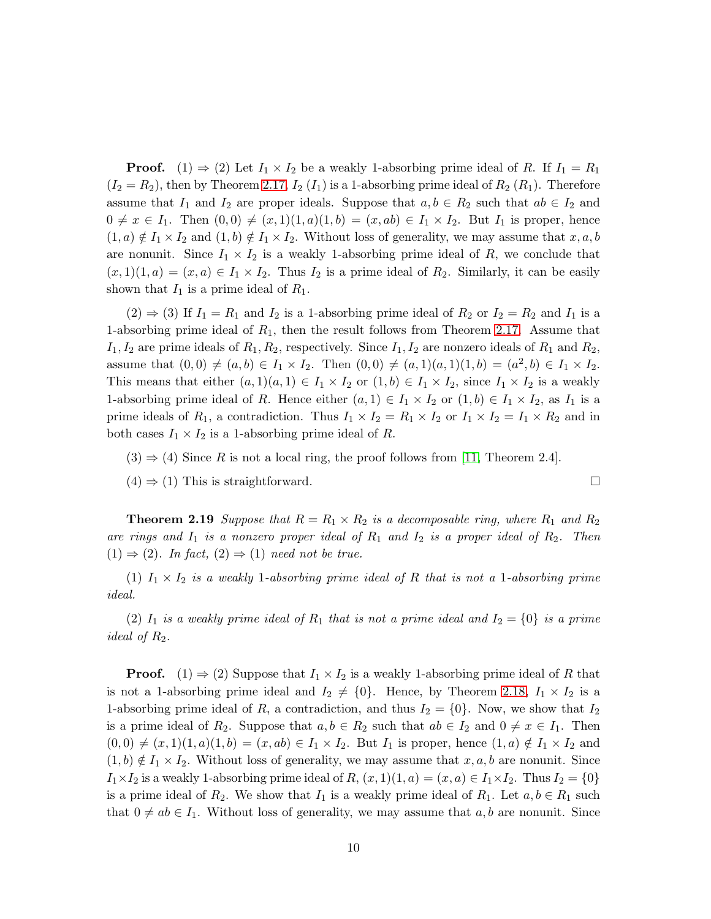**Proof.** (1) $\Rightarrow$ (2) Let $I_1 \times I_2$ be a weakly 1-absorbing prime ideal of $R$. If $I_1 = R_1$ ($I_2 = R_2$), then by Theorem 2.17, $I_2$ ($I_1$) is a 1-absorbing prime ideal of $R_2$ ($R_1$). Therefore assume that $I_1$ and $I_2$ are proper ideals. Suppose that $a, b \in R_2$ such that $ab \in I_2$ and $0 \neq x \in I_1$. Then $(0,0) \neq (x,1)(1,a)(1,b) = (x, ab) \in I_1 \times I_2$. But $I_1$ is proper, hence $(1,a) \notin I_1 \times I_2$ and $(1,b) \notin I_1 \times I_2$. Without loss of generality, we may assume that $x, a, b$ are nonunit. Since $I_1 \times I_2$ is a weakly 1-absorbing prime ideal of $R$, we conclude that $(x,1)(1,a) = (x,a) \in I_1 \times I_2$. Thus $I_2$ is a prime ideal of $R_2$. Similarly, it can be easily shown that $I_1$ is a prime ideal of $R_1$.

(2) $\Rightarrow$ (3) If $I_1 = R_1$ and $I_2$ is a 1-absorbing prime ideal of $R_2$ or $I_2 = R_2$ and $I_1$ is a 1-absorbing prime ideal of $R_1$, then the result follows from Theorem 2.17. Assume that $I_1, I_2$ are prime ideals of $R_1, R_2$, respectively. Since $I_1, I_2$ are nonzero ideals of $R_1$ and $R_2$, assume that $(0,0) \neq (a,b) \in I_1 \times I_2$. Then $(0,0) \neq (a,1)(a,1)(1,b) = (a^2, b) \in I_1 \times I_2$. This means that either $(a,1)(a,1) \in I_1 \times I_2$ or $(1,b) \in I_1 \times I_2$, since $I_1 \times I_2$ is a weakly 1-absorbing prime ideal of $R$. Hence either $(a,1) \in I_1 \times I_2$ or $(1,b) \in I_1 \times I_2$, as $I_1$ is a prime ideals of $R_1$, a contradiction. Thus $I_1 \times I_2 = R_1 \times I_2$ or $I_1 \times I_2 = I_1 \times R_2$ and in both cases $I_1 \times I_2$ is a 1-absorbing prime ideal of $R$.

(3) $\Rightarrow$ (4) Since $R$ is not a local ring, the proof follows from [11, Theorem 2.4].

(4) $\Rightarrow$ (1) This is straightforward. $\square$

**Theorem 2.19** *Suppose that $R = R_1 \times R_2$ is a decomposable ring, where $R_1$ and $R_2$ are rings and $I_1$ is a nonzero proper ideal of $R_1$ and $I_2$ is a proper ideal of $R_2$. Then (1) $\Rightarrow$ (2). In fact, (2) $\Rightarrow$ (1) need not be true.*

*(1) $I_1 \times I_2$ is a weakly 1-absorbing prime ideal of $R$ that is not a 1-absorbing prime ideal.*

*(2) $I_1$ is a weakly prime ideal of $R_1$ that is not a prime ideal and $I_2 = \{0\}$ is a prime ideal of $R_2$.*

**Proof.** (1) $\Rightarrow$ (2) Suppose that $I_1 \times I_2$ is a weakly 1-absorbing prime ideal of $R$ that is not a 1-absorbing prime ideal and $I_2 \neq \{0\}$. Hence, by Theorem 2.18, $I_1 \times I_2$ is a 1-absorbing prime ideal of $R$, a contradiction, and thus $I_2 = \{0\}$. Now, we show that $I_2$ is a prime ideal of $R_2$. Suppose that $a, b \in R_2$ such that $ab \in I_2$ and $0 \neq x \in I_1$. Then $(0,0) \neq (x,1)(1,a)(1,b) = (x, ab) \in I_1 \times I_2$. But $I_1$ is proper, hence $(1,a) \notin I_1 \times I_2$ and $(1,b) \notin I_1 \times I_2$. Without loss of generality, we may assume that $x, a, b$ are nonunit. Since $I_1 \times I_2$ is a weakly 1-absorbing prime ideal of $R$, $(x,1)(1,a) = (x,a) \in I_1 \times I_2$. Thus $I_2 = \{0\}$ is a prime ideal of $R_2$. We show that $I_1$ is a weakly prime ideal of $R_1$. Let $a, b \in R_1$ such that $0 \neq ab \in I_1$. Without loss of generality, we may assume that $a, b$ are nonunit. Since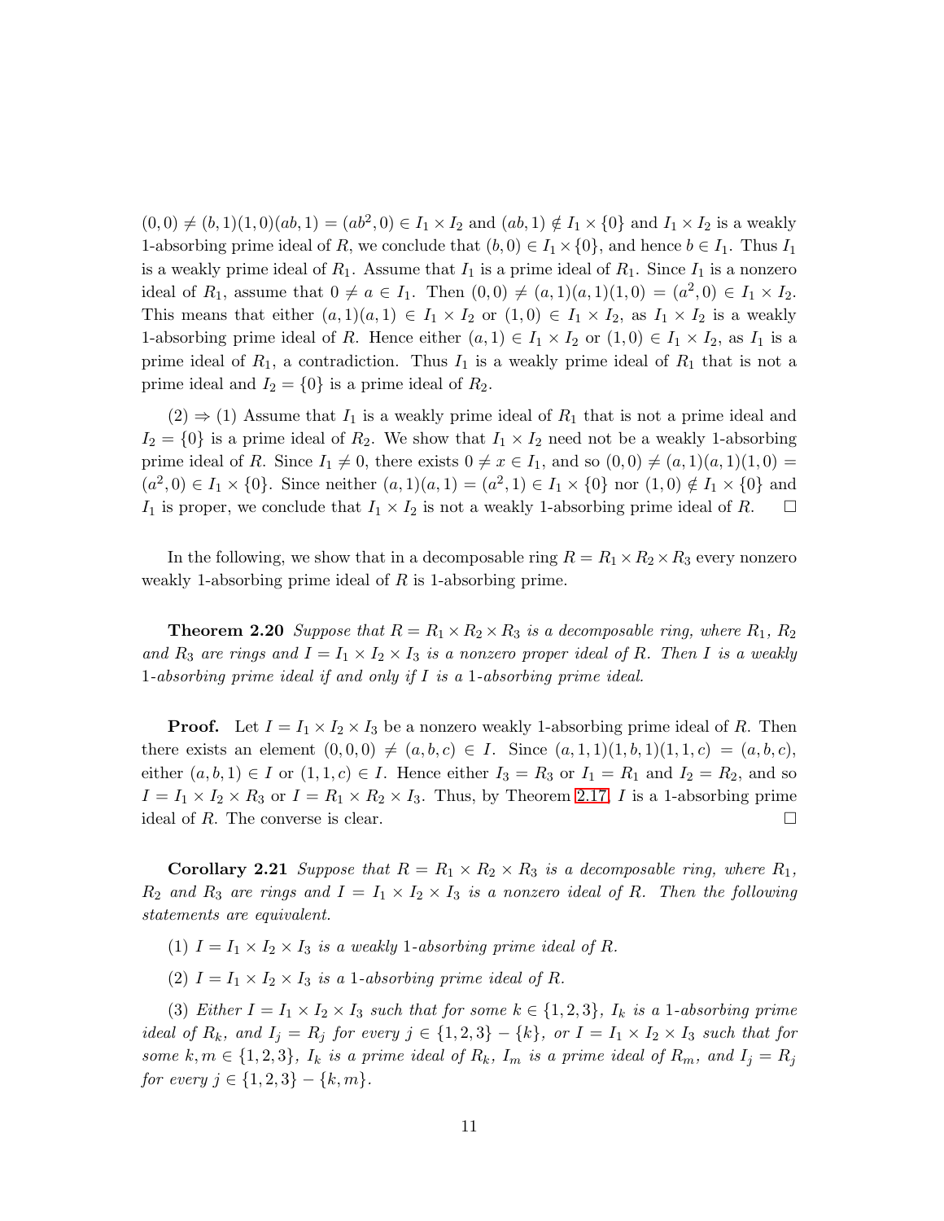$(0,0) \neq (b,1)(1,0)(ab,1) = (ab^2,0) \in I_1 \times I_2$ and $(ab,1) \notin I_1 \times \{0\}$ and $I_1 \times I_2$ is a weakly 1-absorbing prime ideal of $R$, we conclude that $(b,0) \in I_1 \times \{0\}$, and hence $b \in I_1$. Thus $I_1$ is a weakly prime ideal of $R_1$. Assume that $I_1$ is a prime ideal of $R_1$. Since $I_1$ is a nonzero ideal of $R_1$, assume that $0 \neq a \in I_1$. Then $(0,0) \neq (a,1)(a,1)(1,0) = (a^2,0) \in I_1 \times I_2$. This means that either $(a,1)(a,1) \in I_1 \times I_2$ or $(1,0) \in I_1 \times I_2$, as $I_1 \times I_2$ is a weakly 1-absorbing prime ideal of $R$. Hence either $(a,1) \in I_1 \times I_2$ or $(1,0) \in I_1 \times I_2$, as $I_1$ is a prime ideal of $R_1$, a contradiction. Thus $I_1$ is a weakly prime ideal of $R_1$ that is not a prime ideal and $I_2 = \{0\}$ is a prime ideal of $R_2$.

(2) $\Rightarrow$ (1) Assume that $I_1$ is a weakly prime ideal of $R_1$ that is not a prime ideal and $I_2 = \{0\}$ is a prime ideal of $R_2$. We show that $I_1 \times I_2$ need not be a weakly 1-absorbing prime ideal of $R$. Since $I_1 \neq 0$, there exists $0 \neq x \in I_1$, and so $(0,0) \neq (a,1)(a,1)(1,0) = (a^2,0) \in I_1 \times \{0\}$. Since neither $(a,1)(a,1) = (a^2,1) \in I_1 \times \{0\}$ nor $(1,0) \notin I_1 \times \{0\}$ and $I_1$ is proper, we conclude that $I_1 \times I_2$ is not a weakly 1-absorbing prime ideal of $R$. $\square$

In the following, we show that in a decomposable ring $R = R_1 \times R_2 \times R_3$ every nonzero weakly 1-absorbing prime ideal of $R$ is 1-absorbing prime.

**Theorem 2.20** *Suppose that $R = R_1 \times R_2 \times R_3$ is a decomposable ring, where $R_1$, $R_2$ and $R_3$ are rings and $I = I_1 \times I_2 \times I_3$ is a nonzero proper ideal of $R$. Then $I$ is a weakly 1-absorbing prime ideal if and only if $I$ is a 1-absorbing prime ideal.*

**Proof.** Let $I = I_1 \times I_2 \times I_3$ be a nonzero weakly 1-absorbing prime ideal of $R$. Then there exists an element $(0,0,0) \neq (a,b,c) \in I$. Since $(a,1,1)(1,b,1)(1,1,c) = (a,b,c)$, either $(a,b,1) \in I$ or $(1,1,c) \in I$. Hence either $I_3 = R_3$ or $I_1 = R_1$ and $I_2 = R_2$, and so $I = I_1 \times I_2 \times R_3$ or $I = R_1 \times R_2 \times I_3$. Thus, by Theorem 2.17, $I$ is a 1-absorbing prime ideal of $R$. The converse is clear. $\square$

**Corollary 2.21** *Suppose that $R = R_1 \times R_2 \times R_3$ is a decomposable ring, where $R_1$, $R_2$ and $R_3$ are rings and $I = I_1 \times I_2 \times I_3$ is a nonzero ideal of $R$. Then the following statements are equivalent.*

(1) *$I = I_1 \times I_2 \times I_3$ is a weakly 1-absorbing prime ideal of $R$.*

(2) *$I = I_1 \times I_2 \times I_3$ is a 1-absorbing prime ideal of $R$.*

(3) *Either $I = I_1 \times I_2 \times I_3$ such that for some $k \in \{1,2,3\}$, $I_k$ is a 1-absorbing prime ideal of $R_k$, and $I_j = R_j$ for every $j \in \{1,2,3\} - \{k\}$, or $I = I_1 \times I_2 \times I_3$ such that for some $k, m \in \{1,2,3\}$, $I_k$ is a prime ideal of $R_k$, $I_m$ is a prime ideal of $R_m$, and $I_j = R_j$ for every $j \in \{1,2,3\} - \{k,m\}$.*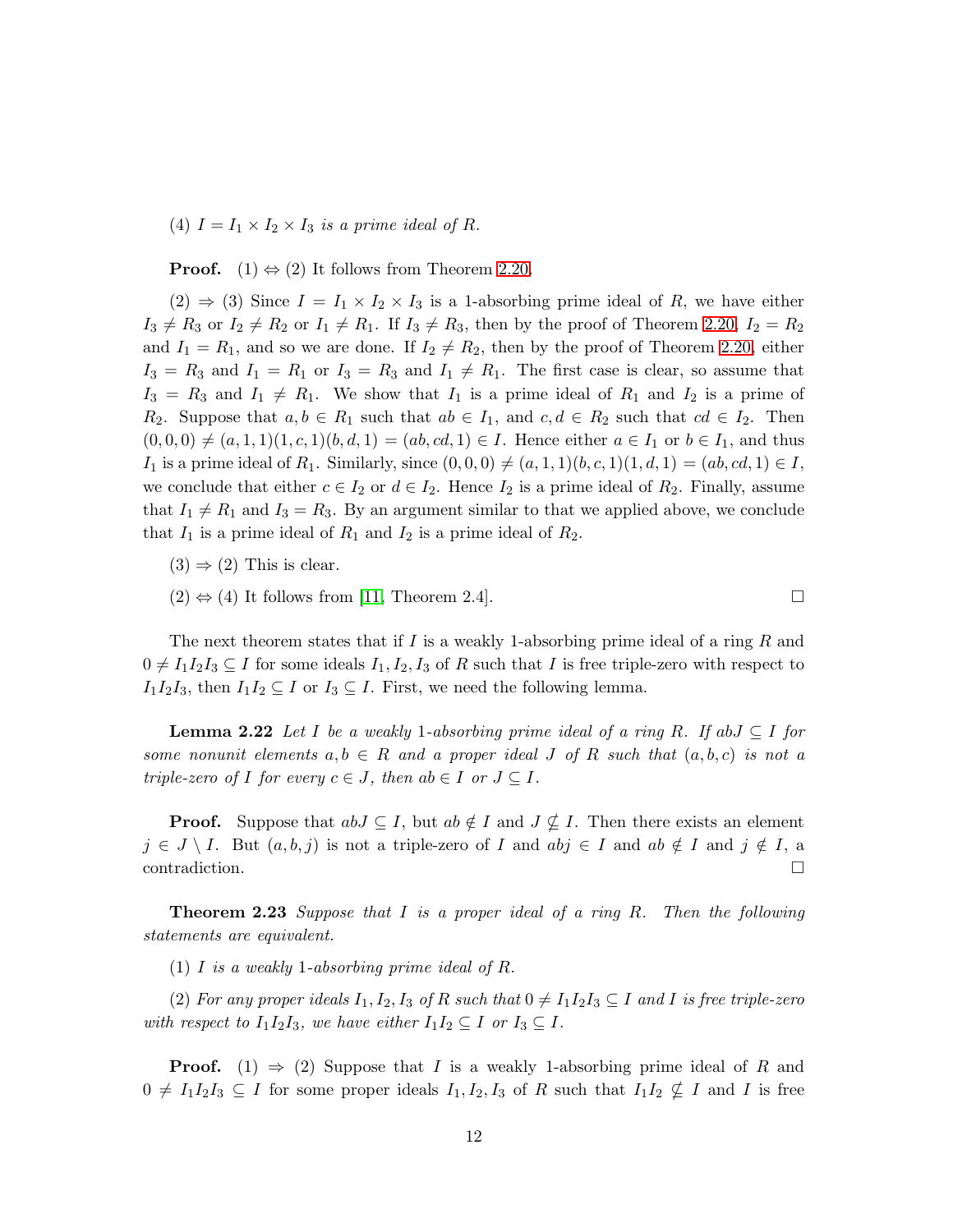(4) *$I = I_1 \times I_2 \times I_3$ is a prime ideal of $R$.*

**Proof.** (1) $\Leftrightarrow$ (2) It follows from Theorem 2.20.

(2) $\Rightarrow$ (3) Since $I = I_1 \times I_2 \times I_3$ is a 1-absorbing prime ideal of $R$, we have either $I_3 \neq R_3$ or $I_2 \neq R_2$ or $I_1 \neq R_1$. If $I_3 \neq R_3$, then by the proof of Theorem 2.20, $I_2 = R_2$ and $I_1 = R_1$, and so we are done. If $I_2 \neq R_2$, then by the proof of Theorem 2.20, either $I_3 = R_3$ and $I_1 = R_1$ or $I_3 = R_3$ and $I_1 \neq R_1$. The first case is clear, so assume that $I_3 = R_3$ and $I_1 \neq R_1$. We show that $I_1$ is a prime ideal of $R_1$ and $I_2$ is a prime of $R_2$. Suppose that $a, b \in R_1$ such that $ab \in I_1$, and $c, d \in R_2$ such that $cd \in I_2$. Then $(0,0,0) \neq (a,1,1)(1,c,1)(b,d,1) = (ab,cd,1) \in I$. Hence either $a \in I_1$ or $b \in I_1$, and thus $I_1$ is a prime ideal of $R_1$. Similarly, since $(0,0,0) \neq (a,1,1)(b,c,1)(1,d,1) = (ab,cd,1) \in I$, we conclude that either $c \in I_2$ or $d \in I_2$. Hence $I_2$ is a prime ideal of $R_2$. Finally, assume that $I_1 \neq R_1$ and $I_3 = R_3$. By an argument similar to that we applied above, we conclude that $I_1$ is a prime ideal of $R_1$ and $I_2$ is a prime ideal of $R_2$.

(3) $\Rightarrow$ (2) This is clear.

(2) $\Leftrightarrow$ (4) It follows from [11, Theorem 2.4]. $\square$

The next theorem states that if $I$ is a weakly 1-absorbing prime ideal of a ring $R$ and $0 \neq I_1 I_2 I_3 \subseteq I$ for some ideals $I_1, I_2, I_3$ of $R$ such that $I$ is free triple-zero with respect to $I_1 I_2 I_3$, then $I_1 I_2 \subseteq I$ or $I_3 \subseteq I$. First, we need the following lemma.

**Lemma 2.22** *Let $I$ be a weakly 1-absorbing prime ideal of a ring $R$. If $abJ \subseteq I$ for some nonunit elements $a, b \in R$ and a proper ideal $J$ of $R$ such that $(a,b,c)$ is not a triple-zero of $I$ for every $c \in J$, then $ab \in I$ or $J \subseteq I$.*

**Proof.** Suppose that $abJ \subseteq I$, but $ab \notin I$ and $J \nsubseteq I$. Then there exists an element $j \in J \setminus I$. But $(a,b,j)$ is not a triple-zero of $I$ and $abj \in I$ and $ab \notin I$ and $j \notin I$, a contradiction. $\square$

**Theorem 2.23** *Suppose that $I$ is a proper ideal of a ring $R$. Then the following statements are equivalent.*

(1) *$I$ is a weakly 1-absorbing prime ideal of $R$.*

(2) *For any proper ideals $I_1, I_2, I_3$ of $R$ such that $0 \neq I_1 I_2 I_3 \subseteq I$ and $I$ is free triple-zero with respect to $I_1 I_2 I_3$, we have either $I_1 I_2 \subseteq I$ or $I_3 \subseteq I$.*

**Proof.** (1) $\Rightarrow$ (2) Suppose that $I$ is a weakly 1-absorbing prime ideal of $R$ and $0 \neq I_1 I_2 I_3 \subseteq I$ for some proper ideals $I_1, I_2, I_3$ of $R$ such that $I_1 I_2 \nsubseteq I$ and $I$ is free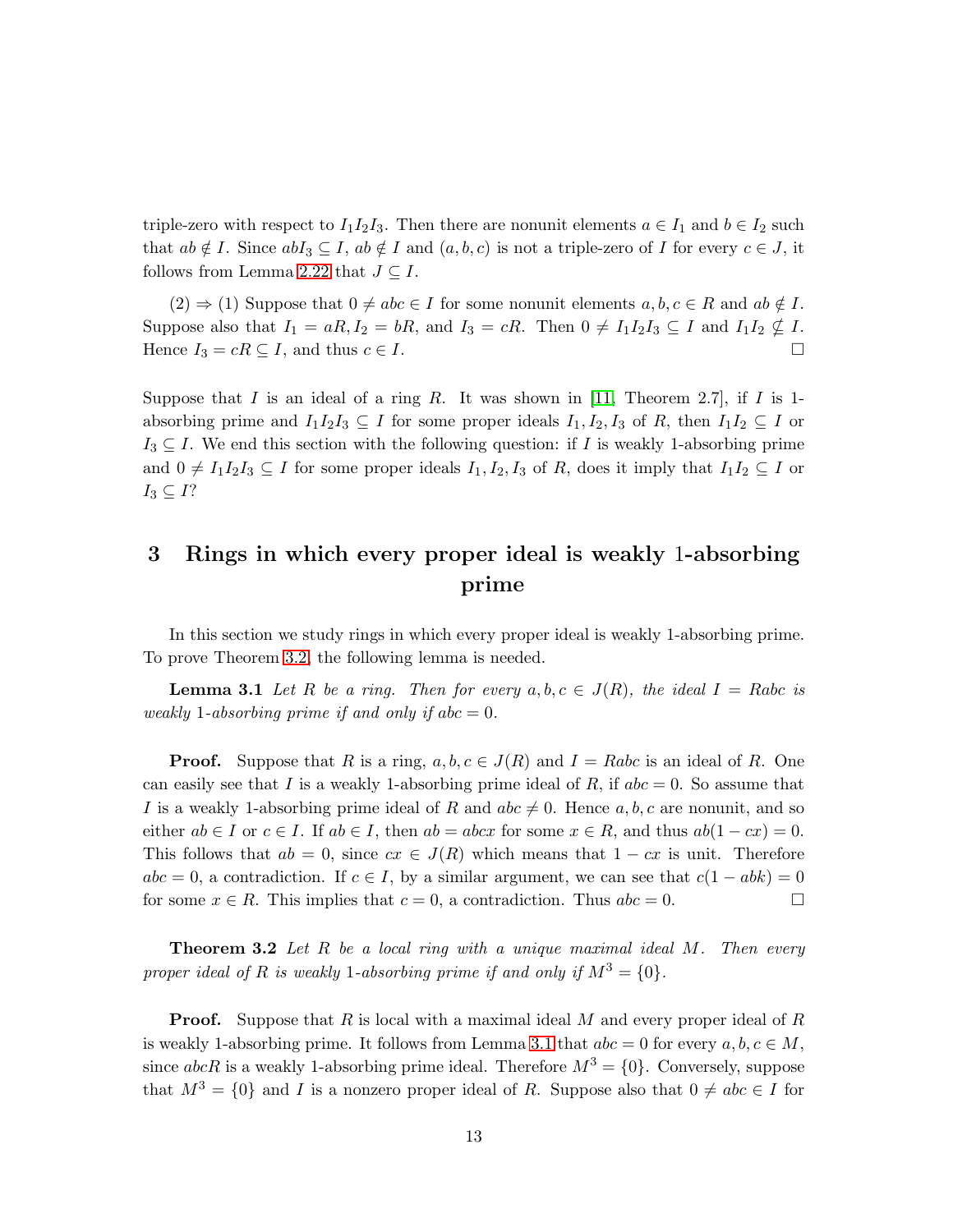triple-zero with respect to $I_1I_2I_3$. Then there are nonunit elements $a \in I_1$ and $b \in I_2$ such that $ab \notin I$. Since $abI_3 \subseteq I$, $ab \notin I$ and $(a, b, c)$ is not a triple-zero of $I$ for every $c \in J$, it follows from Lemma 2.22 that $J \subseteq I$.

(2) $\Rightarrow$ (1) Suppose that $0 \neq abc \in I$ for some nonunit elements $a, b, c \in R$ and $ab \notin I$. Suppose also that $I_1 = aR, I_2 = bR$, and $I_3 = cR$. Then $0 \neq I_1I_2I_3 \subseteq I$ and $I_1I_2 \nsubseteq I$. Hence $I_3 = cR \subseteq I$, and thus $c \in I$. $\square$

Suppose that $I$ is an ideal of a ring $R$. It was shown in [11, Theorem 2.7], if $I$ is 1-absorbing prime and $I_1I_2I_3 \subseteq I$ for some proper ideals $I_1, I_2, I_3$ of $R$, then $I_1I_2 \subseteq I$ or $I_3 \subseteq I$. We end this section with the following question: if $I$ is weakly 1-absorbing prime and $0 \neq I_1I_2I_3 \subseteq I$ for some proper ideals $I_1, I_2, I_3$ of $R$, does it imply that $I_1I_2 \subseteq I$ or $I_3 \subseteq I$?

## 3 Rings in which every proper ideal is weakly 1-absorbing prime

In this section we study rings in which every proper ideal is weakly 1-absorbing prime. To prove Theorem 3.2, the following lemma is needed.

**Lemma 3.1** *Let $R$ be a ring. Then for every $a, b, c \in J(R)$, the ideal $I = Rabc$ is weakly 1-absorbing prime if and only if $abc = 0$.*

**Proof.** Suppose that $R$ is a ring, $a, b, c \in J(R)$ and $I = Rabc$ is an ideal of $R$. One can easily see that $I$ is a weakly 1-absorbing prime ideal of $R$, if $abc = 0$. So assume that $I$ is a weakly 1-absorbing prime ideal of $R$ and $abc \neq 0$. Hence $a, b, c$ are nonunit, and so either $ab \in I$ or $c \in I$. If $ab \in I$, then $ab = abcx$ for some $x \in R$, and thus $ab(1 - cx) = 0$. This follows that $ab = 0$, since $cx \in J(R)$ which means that $1 - cx$ is unit. Therefore $abc = 0$, a contradiction. If $c \in I$, by a similar argument, we can see that $c(1 - abk) = 0$ for some $x \in R$. This implies that $c = 0$, a contradiction. Thus $abc = 0$. $\square$

**Theorem 3.2** *Let $R$ be a local ring with a unique maximal ideal $M$. Then every proper ideal of $R$ is weakly 1-absorbing prime if and only if $M^3 = \{0\}$.*

**Proof.** Suppose that $R$ is local with a maximal ideal $M$ and every proper ideal of $R$ is weakly 1-absorbing prime. It follows from Lemma 3.1 that $abc = 0$ for every $a, b, c \in M$, since $abcR$ is a weakly 1-absorbing prime ideal. Therefore $M^3 = \{0\}$. Conversely, suppose that $M^3 = \{0\}$ and $I$ is a nonzero proper ideal of $R$. Suppose also that $0 \neq abc \in I$ for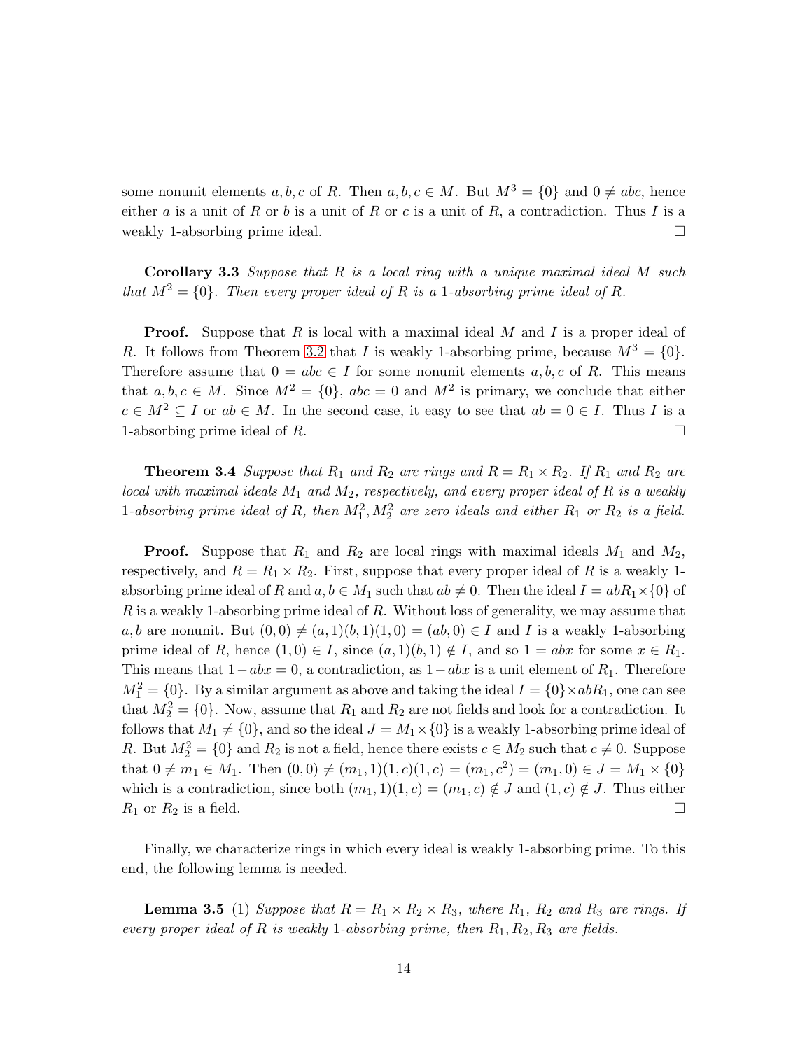some nonunit elements $a, b, c$ of $R$. Then $a, b, c \in M$. But $M^3 = \{0\}$ and $0 \neq abc$, hence either $a$ is a unit of $R$ or $b$ is a unit of $R$ or $c$ is a unit of $R$, a contradiction. Thus $I$ is a weakly 1-absorbing prime ideal. $\square$

**Corollary 3.3** *Suppose that $R$ is a local ring with a unique maximal ideal $M$ such that $M^2 = \{0\}$. Then every proper ideal of $R$ is a 1-absorbing prime ideal of $R$.*

**Proof.** Suppose that $R$ is local with a maximal ideal $M$ and $I$ is a proper ideal of $R$. It follows from Theorem 3.2 that $I$ is weakly 1-absorbing prime, because $M^3 = \{0\}$. Therefore assume that $0 = abc \in I$ for some nonunit elements $a, b, c$ of $R$. This means that $a, b, c \in M$. Since $M^2 = \{0\}$, $abc = 0$ and $M^2$ is primary, we conclude that either $c \in M^2 \subseteq I$ or $ab \in M$. In the second case, it easy to see that $ab = 0 \in I$. Thus $I$ is a 1-absorbing prime ideal of $R$. $\square$

**Theorem 3.4** *Suppose that $R_1$ and $R_2$ are rings and $R = R_1 \times R_2$. If $R_1$ and $R_2$ are local with maximal ideals $M_1$ and $M_2$, respectively, and every proper ideal of $R$ is a weakly 1-absorbing prime ideal of $R$, then $M_1^2, M_2^2$ are zero ideals and either $R_1$ or $R_2$ is a field.*

**Proof.** Suppose that $R_1$ and $R_2$ are local rings with maximal ideals $M_1$ and $M_2$, respectively, and $R = R_1 \times R_2$. First, suppose that every proper ideal of $R$ is a weakly 1-absorbing prime ideal of $R$ and $a, b \in M_1$ such that $ab \neq 0$. Then the ideal $I = abR_1 \times \{0\}$ of $R$ is a weakly 1-absorbing prime ideal of $R$. Without loss of generality, we may assume that $a, b$ are nonunit. But $(0, 0) \neq (a, 1)(b, 1)(1, 0) = (ab, 0) \in I$ and $I$ is a weakly 1-absorbing prime ideal of $R$, hence $(1, 0) \in I$, since $(a, 1)(b, 1) \notin I$, and so $1 = abx$ for some $x \in R_1$. This means that $1 - abx = 0$, a contradiction, as $1 - abx$ is a unit element of $R_1$. Therefore $M_1^2 = \{0\}$. By a similar argument as above and taking the ideal $I = \{0\} \times abR_1$, one can see that $M_2^2 = \{0\}$. Now, assume that $R_1$ and $R_2$ are not fields and look for a contradiction. It follows that $M_1 \neq \{0\}$, and so the ideal $J = M_1 \times \{0\}$ is a weakly 1-absorbing prime ideal of $R$. But $M_2^2 = \{0\}$ and $R_2$ is not a field, hence there exists $c \in M_2$ such that $c \neq 0$. Suppose that $0 \neq m_1 \in M_1$. Then $(0, 0) \neq (m_1, 1)(1, c)(1, c) = (m_1, c^2) = (m_1, 0) \in J = M_1 \times \{0\}$ which is a contradiction, since both $(m_1, 1)(1, c) = (m_1, c) \notin J$ and $(1, c) \notin J$. Thus either $R_1$ or $R_2$ is a field. $\square$

Finally, we characterize rings in which every ideal is weakly 1-absorbing prime. To this end, the following lemma is needed.

**Lemma 3.5** (1) *Suppose that $R = R_1 \times R_2 \times R_3$, where $R_1$, $R_2$ and $R_3$ are rings. If every proper ideal of $R$ is weakly 1-absorbing prime, then $R_1, R_2, R_3$ are fields.*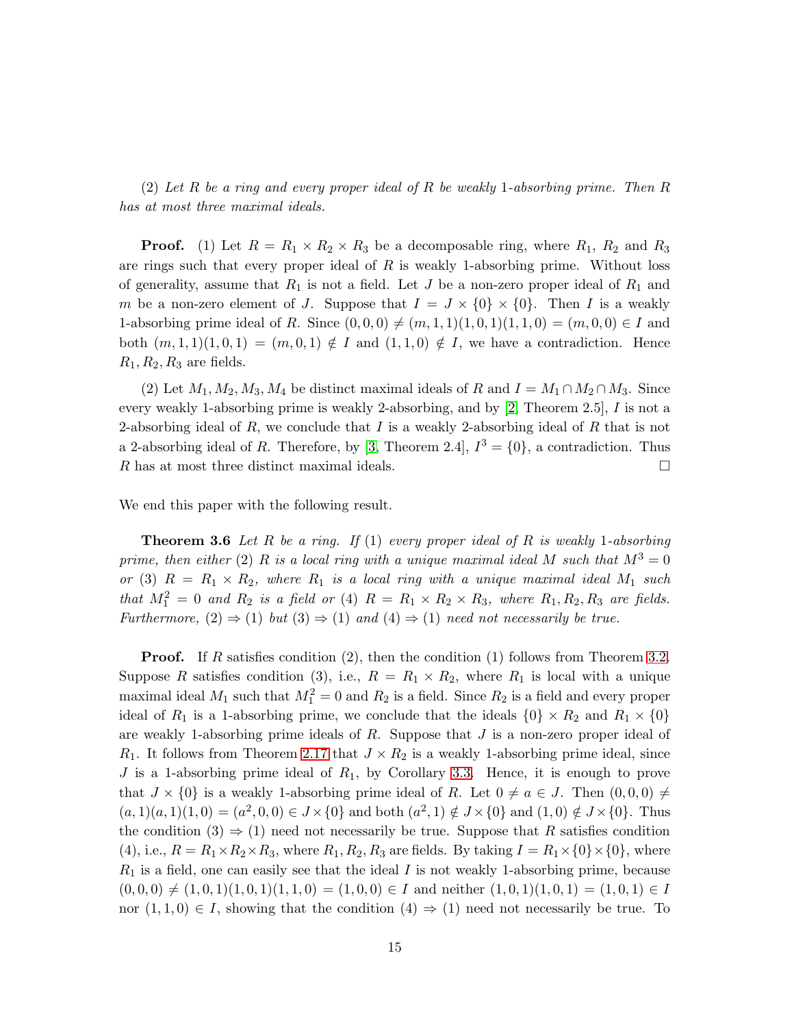(2) *Let $R$ be a ring and every proper ideal of $R$ be weakly 1-absorbing prime. Then $R$ has at most three maximal ideals.*

**Proof.** (1) Let $R = R_1 \times R_2 \times R_3$ be a decomposable ring, where $R_1$, $R_2$ and $R_3$ are rings such that every proper ideal of $R$ is weakly 1-absorbing prime. Without loss of generality, assume that $R_1$ is not a field. Let $J$ be a non-zero proper ideal of $R_1$ and $m$ be a non-zero element of $J$. Suppose that $I = J \times \{0\} \times \{0\}$. Then $I$ is a weakly 1-absorbing prime ideal of $R$. Since $(0,0,0) \neq (m,1,1)(1,0,1)(1,1,0) = (m,0,0) \in I$ and both $(m,1,1)(1,0,1) = (m,0,1) \notin I$ and $(1,1,0) \notin I$, we have a contradiction. Hence $R_1, R_2, R_3$ are fields.

(2) Let $M_1, M_2, M_3, M_4$ be distinct maximal ideals of $R$ and $I = M_1 \cap M_2 \cap M_3$. Since every weakly 1-absorbing prime is weakly 2-absorbing, and by [2, Theorem 2.5], $I$ is not a 2-absorbing ideal of $R$, we conclude that $I$ is a weakly 2-absorbing ideal of $R$ that is not a 2-absorbing ideal of $R$. Therefore, by [3, Theorem 2.4], $I^3 = \{0\}$, a contradiction. Thus $R$ has at most three distinct maximal ideals. $\square$

We end this paper with the following result.

**Theorem 3.6** *Let $R$ be a ring. If (1) every proper ideal of $R$ is weakly 1-absorbing prime, then either (2) $R$ is a local ring with a unique maximal ideal $M$ such that $M^3 = 0$ or (3) $R = R_1 \times R_2$, where $R_1$ is a local ring with a unique maximal ideal $M_1$ such that $M_1^2 = 0$ and $R_2$ is a field or (4) $R = R_1 \times R_2 \times R_3$, where $R_1, R_2, R_3$ are fields. Furthermore, (2) $\Rightarrow$ (1) but (3) $\Rightarrow$ (1) and (4) $\Rightarrow$ (1) need not necessarily be true.*

**Proof.** If $R$ satisfies condition (2), then the condition (1) follows from Theorem 3.2. Suppose $R$ satisfies condition (3), i.e., $R = R_1 \times R_2$, where $R_1$ is local with a unique maximal ideal $M_1$ such that $M_1^2 = 0$ and $R_2$ is a field. Since $R_2$ is a field and every proper ideal of $R_1$ is a 1-absorbing prime, we conclude that the ideals $\{0\} \times R_2$ and $R_1 \times \{0\}$ are weakly 1-absorbing prime ideals of $R$. Suppose that $J$ is a non-zero proper ideal of $R_1$. It follows from Theorem 2.17 that $J \times R_2$ is a weakly 1-absorbing prime ideal, since $J$ is a 1-absorbing prime ideal of $R_1$, by Corollary 3.3. Hence, it is enough to prove that $J \times \{0\}$ is a weakly 1-absorbing prime ideal of $R$. Let $0 \neq a \in J$. Then $(0,0,0) \neq (a,1)(a,1)(1,0) = (a^2,0,0) \in J \times \{0\}$ and both $(a^2,1) \notin J \times \{0\}$ and $(1,0) \notin J \times \{0\}$. Thus the condition (3) $\Rightarrow$ (1) need not necessarily be true. Suppose that $R$ satisfies condition (4), i.e., $R = R_1 \times R_2 \times R_3$, where $R_1, R_2, R_3$ are fields. By taking $I = R_1 \times \{0\} \times \{0\}$, where $R_1$ is a field, one can easily see that the ideal $I$ is not weakly 1-absorbing prime, because $(0,0,0) \neq (1,0,1)(1,0,1)(1,1,0) = (1,0,0) \in I$ and neither $(1,0,1)(1,0,1) = (1,0,1) \in I$ nor $(1,1,0) \in I$, showing that the condition (4) $\Rightarrow$ (1) need not necessarily be true. To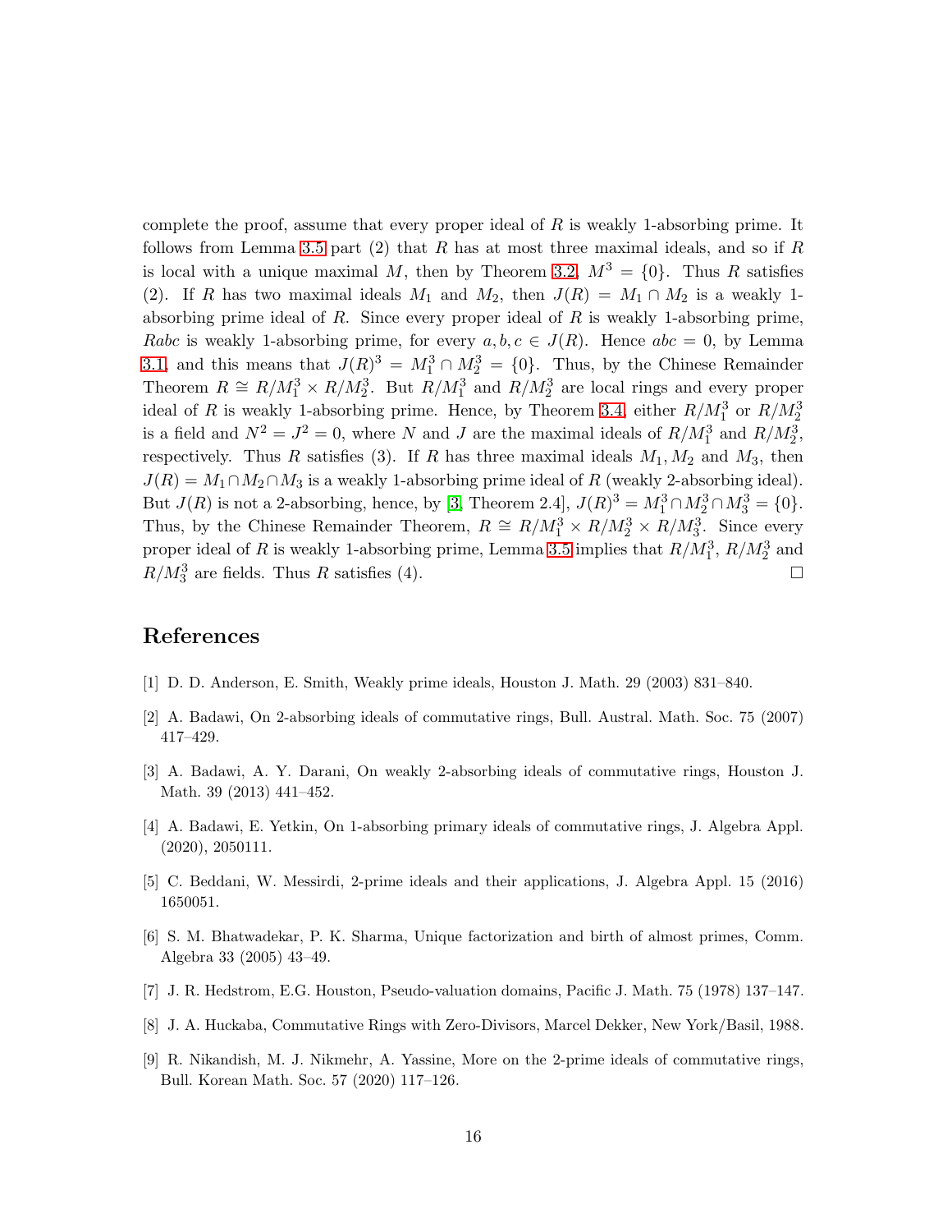complete the proof, assume that every proper ideal of $R$ is weakly 1-absorbing prime. It follows from Lemma 3.5 part (2) that $R$ has at most three maximal ideals, and so if $R$ is local with a unique maximal $M$, then by Theorem 3.2, $M^3 = \{0\}$. Thus $R$ satisfies (2). If $R$ has two maximal ideals $M_1$ and $M_2$, then $J(R) = M_1 \cap M_2$ is a weakly 1-absorbing prime ideal of $R$. Since every proper ideal of $R$ is weakly 1-absorbing prime, $Rabc$ is weakly 1-absorbing prime, for every $a, b, c \in J(R)$. Hence $abc = 0$, by Lemma 3.1, and this means that $J(R)^3 = M_1^3 \cap M_2^3 = \{0\}$. Thus, by the Chinese Remainder Theorem $R \cong R/M_1^3 \times R/M_2^3$. But $R/M_1^3$ and $R/M_2^3$ are local rings and every proper ideal of $R$ is weakly 1-absorbing prime. Hence, by Theorem 3.4, either $R/M_1^3$ or $R/M_2^3$ is a field and $N^2 = J^2 = 0$, where $N$ and $J$ are the maximal ideals of $R/M_1^3$ and $R/M_2^3$, respectively. Thus $R$ satisfies (3). If $R$ has three maximal ideals $M_1, M_2$ and $M_3$, then $J(R) = M_1 \cap M_2 \cap M_3$ is a weakly 1-absorbing prime ideal of $R$ (weakly 2-absorbing ideal). But $J(R)$ is not a 2-absorbing, hence, by [3, Theorem 2.4], $J(R)^3 = M_1^3 \cap M_2^3 \cap M_3^3 = \{0\}$. Thus, by the Chinese Remainder Theorem, $R \cong R/M_1^3 \times R/M_2^3 \times R/M_3^3$. Since every proper ideal of $R$ is weakly 1-absorbing prime, Lemma 3.5 implies that $R/M_1^3$, $R/M_2^3$ and $R/M_3^3$ are fields. Thus $R$ satisfies (4). □

## References

[1] D. D. Anderson, E. Smith, Weakly prime ideals, Houston J. Math. 29 (2003) 831–840.

[2] A. Badawi, On 2-absorbing ideals of commutative rings, Bull. Austral. Math. Soc. 75 (2007) 417–429.

[3] A. Badawi, A. Y. Darani, On weakly 2-absorbing ideals of commutative rings, Houston J. Math. 39 (2013) 441–452.

[4] A. Badawi, E. Yetkin, On 1-absorbing primary ideals of commutative rings, J. Algebra Appl. (2020), 2050111.

[5] C. Beddani, W. Messirdi, 2-prime ideals and their applications, J. Algebra Appl. 15 (2016) 1650051.

[6] S. M. Bhatwadekar, P. K. Sharma, Unique factorization and birth of almost primes, Comm. Algebra 33 (2005) 43–49.

[7] J. R. Hedstrom, E.G. Houston, Pseudo-valuation domains, Pacific J. Math. 75 (1978) 137–147.

[8] J. A. Huckaba, Commutative Rings with Zero-Divisors, Marcel Dekker, New York/Basil, 1988.

[9] R. Nikandish, M. J. Nikmehr, A. Yassine, More on the 2-prime ideals of commutative rings, Bull. Korean Math. Soc. 57 (2020) 117–126.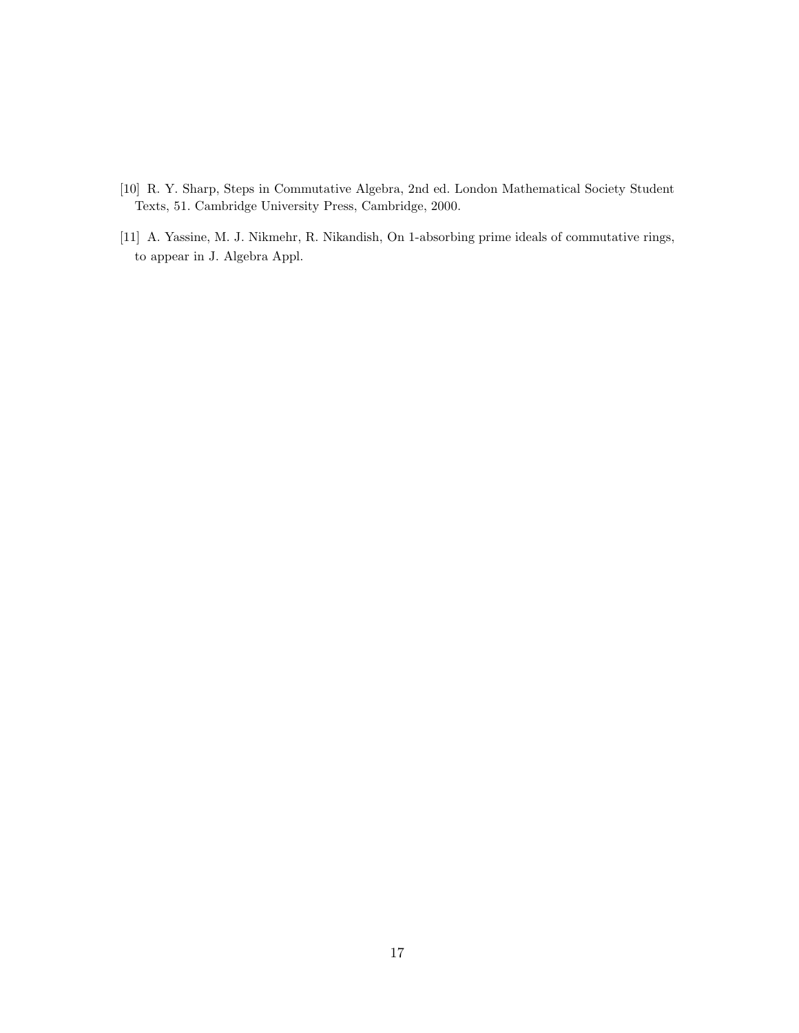[10] R. Y. Sharp, Steps in Commutative Algebra, 2nd ed. London Mathematical Society Student Texts, 51. Cambridge University Press, Cambridge, 2000.

[11] A. Yassine, M. J. Nikmehr, R. Nikandish, On 1-absorbing prime ideals of commutative rings, to appear in J. Algebra Appl.